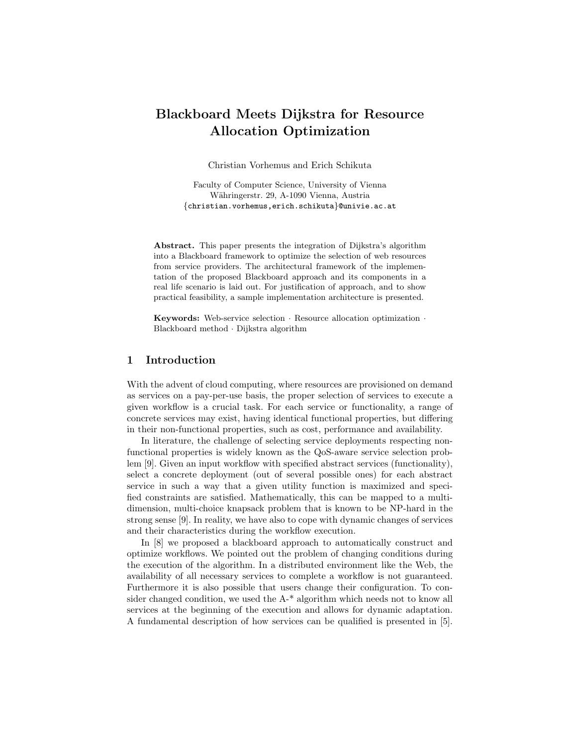# Blackboard Meets Dijkstra for Resource Allocation Optimization

Christian Vorhemus and Erich Schikuta

Faculty of Computer Science, University of Vienna
Währingerstr. 29, A-1090 Vienna, Austria
{christian.vorhemus,erich.schikuta}@univie.ac.at

**Abstract.** This paper presents the integration of Dijkstra's algorithm into a Blackboard framework to optimize the selection of web resources from service providers. The architectural framework of the implementation of the proposed Blackboard approach and its components in a real life scenario is laid out. For justification of approach, and to show practical feasibility, a sample implementation architecture is presented.

**Keywords:** Web-service selection · Resource allocation optimization · Blackboard method · Dijkstra algorithm

## 1 Introduction

With the advent of cloud computing, where resources are provisioned on demand as services on a pay-per-use basis, the proper selection of services to execute a given workflow is a crucial task. For each service or functionality, a range of concrete services may exist, having identical functional properties, but differing in their non-functional properties, such as cost, performance and availability.

In literature, the challenge of selecting service deployments respecting non-functional properties is widely known as the QoS-aware service selection problem [9]. Given an input workflow with specified abstract services (functionality), select a concrete deployment (out of several possible ones) for each abstract service in such a way that a given utility function is maximized and specified constraints are satisfied. Mathematically, this can be mapped to a multi-dimension, multi-choice knapsack problem that is known to be NP-hard in the strong sense [9]. In reality, we have also to cope with dynamic changes of services and their characteristics during the workflow execution.

In [8] we proposed a blackboard approach to automatically construct and optimize workflows. We pointed out the problem of changing conditions during the execution of the algorithm. In a distributed environment like the Web, the availability of all necessary services to complete a workflow is not guaranteed. Furthermore it is also possible that users change their configuration. To consider changed condition, we used the A-* algorithm which needs not to know all services at the beginning of the execution and allows for dynamic adaptation. A fundamental description of how services can be qualified is presented in [5].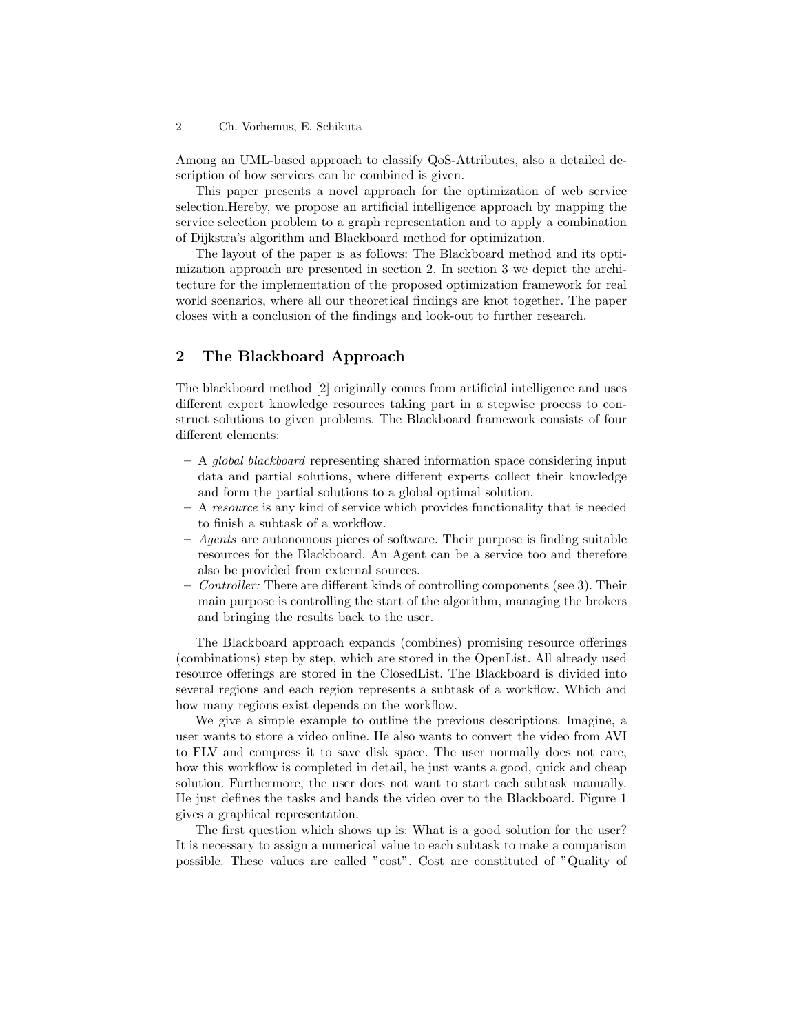Among an UML-based approach to classify QoS-Attributes, also a detailed description of how services can be combined is given.

This paper presents a novel approach for the optimization of web service selection.Hereby, we propose an artificial intelligence approach by mapping the service selection problem to a graph representation and to apply a combination of Dijkstra's algorithm and Blackboard method for optimization.

The layout of the paper is as follows: The Blackboard method and its optimization approach are presented in section 2. In section 3 we depict the architecture for the implementation of the proposed optimization framework for real world scenarios, where all our theoretical findings are knot together. The paper closes with a conclusion of the findings and look-out to further research.

## 2 The Blackboard Approach

The blackboard method [2] originally comes from artificial intelligence and uses different expert knowledge resources taking part in a stepwise process to construct solutions to given problems. The Blackboard framework consists of four different elements:

- A *global blackboard* representing shared information space considering input data and partial solutions, where different experts collect their knowledge and form the partial solutions to a global optimal solution.
- A *resource* is any kind of service which provides functionality that is needed to finish a subtask of a workflow.
- *Agents* are autonomous pieces of software. Their purpose is finding suitable resources for the Blackboard. An Agent can be a service too and therefore also be provided from external sources.
- *Controller:* There are different kinds of controlling components (see 3). Their main purpose is controlling the start of the algorithm, managing the brokers and bringing the results back to the user.

The Blackboard approach expands (combines) promising resource offerings (combinations) step by step, which are stored in the OpenList. All already used resource offerings are stored in the ClosedList. The Blackboard is divided into several regions and each region represents a subtask of a workflow. Which and how many regions exist depends on the workflow.

We give a simple example to outline the previous descriptions. Imagine, a user wants to store a video online. He also wants to convert the video from AVI to FLV and compress it to save disk space. The user normally does not care, how this workflow is completed in detail, he just wants a good, quick and cheap solution. Furthermore, the user does not want to start each subtask manually. He just defines the tasks and hands the video over to the Blackboard. Figure 1 gives a graphical representation.

The first question which shows up is: What is a good solution for the user? It is necessary to assign a numerical value to each subtask to make a comparison possible. These values are called "cost". Cost are constituted of "Quality of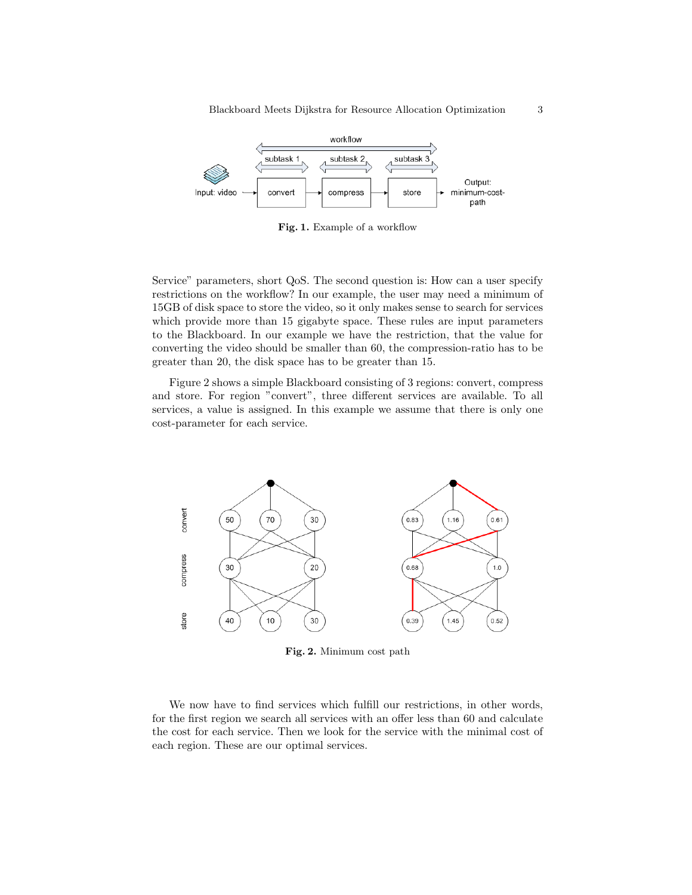Fig. 1. Example of a workflow

Service" parameters, short QoS. The second question is: How can a user specify restrictions on the workflow? In our example, the user may need a minimum of 15GB of disk space to store the video, so it only makes sense to search for services which provide more than 15 gigabyte space. These rules are input parameters to the Blackboard. In our example we have the restriction, that the value for converting the video should be smaller than 60, the compression-ratio has to be greater than 20, the disk space has to be greater than 15.

Figure 2 shows a simple Blackboard consisting of 3 regions: convert, compress and store. For region "convert", three different services are available. To all services, a value is assigned. In this example we assume that there is only one cost-parameter for each service.

Fig. 2. Minimum cost path

We now have to find services which fulfill our restrictions, in other words, for the first region we search all services with an offer less than 60 and calculate the cost for each service. Then we look for the service with the minimal cost of each region. These are our optimal services.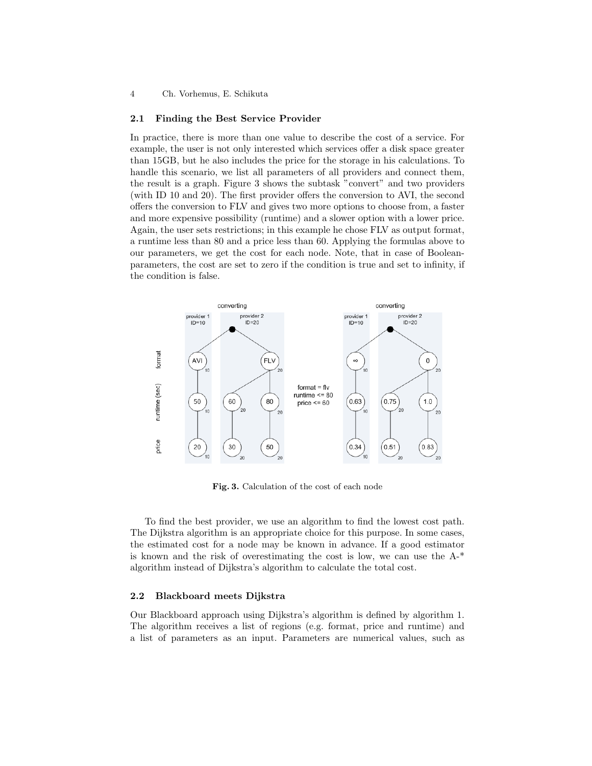### 2.1 Finding the Best Service Provider

In practice, there is more than one value to describe the cost of a service. For example, the user is not only interested which services offer a disk space greater than 15GB, but he also includes the price for the storage in his calculations. To handle this scenario, we list all parameters of all providers and connect them, the result is a graph. Figure 3 shows the subtask "convert" and two providers (with ID 10 and 20). The first provider offers the conversion to AVI, the second offers the conversion to FLV and gives two more options to choose from, a faster and more expensive possibility (runtime) and a slower option with a lower price. Again, the user sets restrictions; in this example he chose FLV as output format, a runtime less than 80 and a price less than 60. Applying the formulas above to our parameters, we get the cost for each node. Note, that in case of Boolean-parameters, the cost are set to zero if the condition is true and set to infinity, if the condition is false.

**Fig. 3.** Calculation of the cost of each node

To find the best provider, we use an algorithm to find the lowest cost path. The Dijkstra algorithm is an appropriate choice for this purpose. In some cases, the estimated cost for a node may be known in advance. If a good estimator is known and the risk of overestimating the cost is low, we can use the A-* algorithm instead of Dijkstra's algorithm to calculate the total cost.

### 2.2 Blackboard meets Dijkstra

Our Blackboard approach using Dijkstra's algorithm is defined by algorithm 1. The algorithm receives a list of regions (e.g. format, price and runtime) and a list of parameters as an input. Parameters are numerical values, such as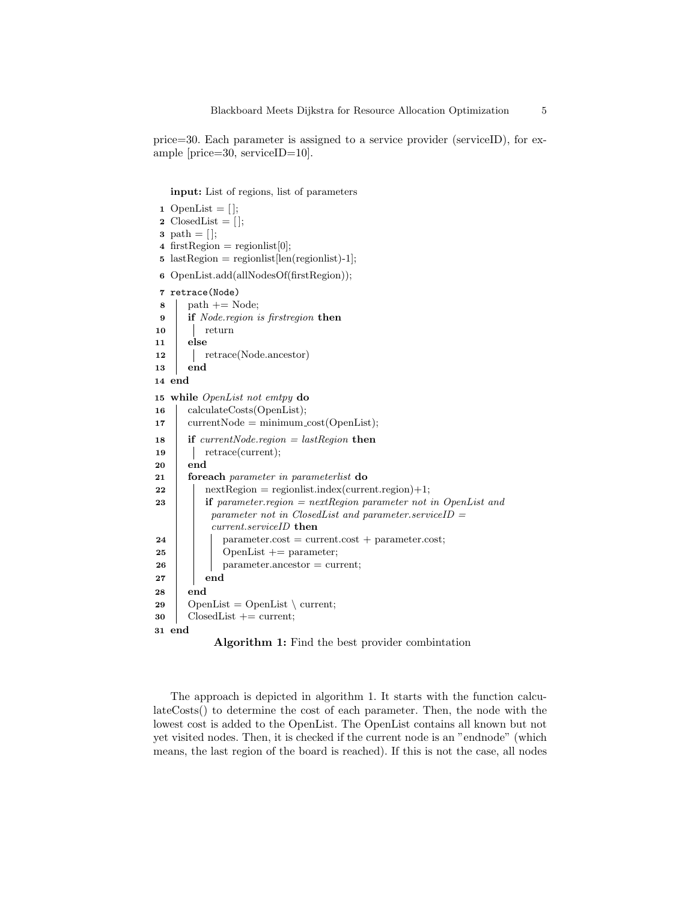price=30. Each parameter is assigned to a service provider (serviceID), for example [price=30, serviceID=10].

```
   input: List of regions, list of parameters
 1 OpenList = [];
 2 ClosedList = [];
 3 path = [];
 4 firstRegion = regionlist[0];
 5 lastRegion = regionlist[len(regionlist)-1];
 6 OpenList.add(allNodesOf(firstRegion));
 7 retrace(Node)
 8     path += Node;
 9     if Node.region is firstregion then
10         return
11     else
12         retrace(Node.ancestor)
13     end
14 end
15 while OpenList not emtpy do
16     calculateCosts(OpenList);
17     currentNode = minimum_cost(OpenList);
18     if currentNode.region = lastRegion then
19         retrace(current);
20     end
21     foreach parameter in parameterlist do
22         nextRegion = regionlist.index(current.region)+1;
23         if parameter.region = nextRegion parameter not in OpenList and
            parameter not in ClosedList and parameter.serviceID =
            current.serviceID then
24             parameter.cost = current.cost + parameter.cost;
25             OpenList += parameter;
26             parameter.ancestor = current;
27         end
28     end
29     OpenList = OpenList \ current;
30     ClosedList += current;
31 end
```

**Algorithm 1:** Find the best provider combintation

The approach is depicted in algorithm 1. It starts with the function calculateCosts() to determine the cost of each parameter. Then, the node with the lowest cost is added to the OpenList. The OpenList contains all known but not yet visited nodes. Then, it is checked if the current node is an "endnode" (which means, the last region of the board is reached). If this is not the case, all nodes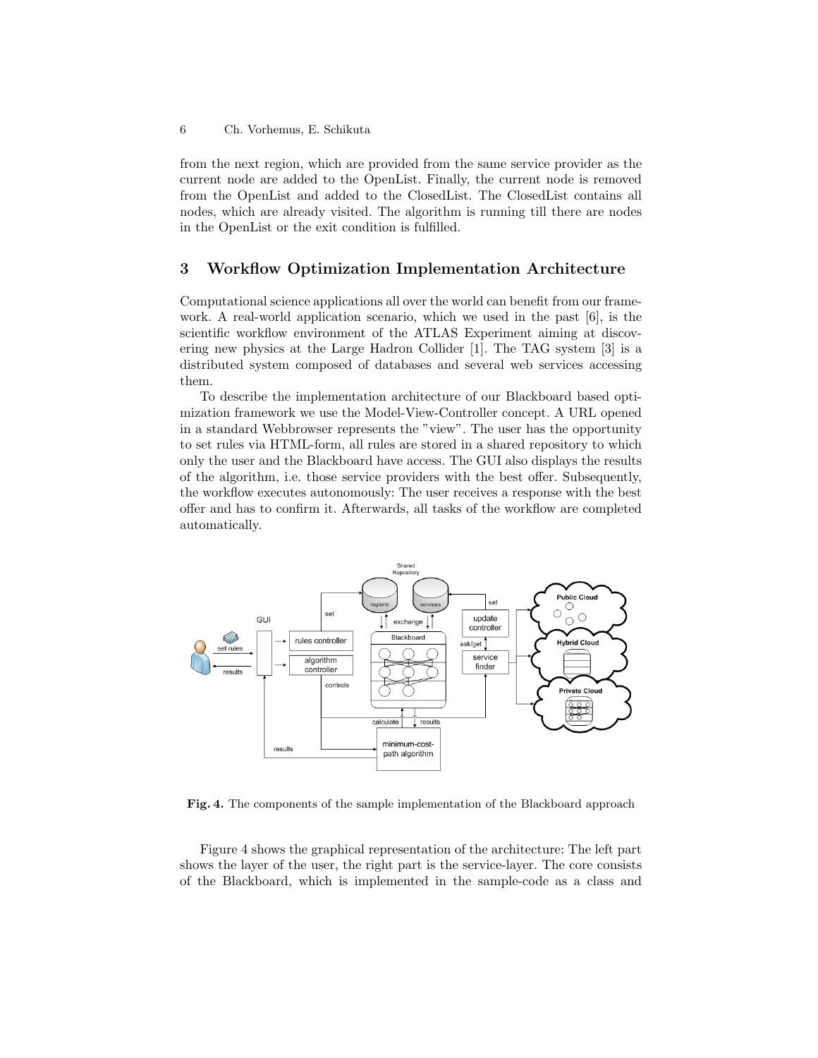from the next region, which are provided from the same service provider as the current node are added to the OpenList. Finally, the current node is removed from the OpenList and added to the ClosedList. The ClosedList contains all nodes, which are already visited. The algorithm is running till there are nodes in the OpenList or the exit condition is fulfilled.

## 3 Workflow Optimization Implementation Architecture

Computational science applications all over the world can benefit from our framework. A real-world application scenario, which we used in the past [6], is the scientific workflow environment of the ATLAS Experiment aiming at discovering new physics at the Large Hadron Collider [1]. The TAG system [3] is a distributed system composed of databases and several web services accessing them.

To describe the implementation architecture of our Blackboard based optimization framework we use the Model-View-Controller concept. A URL opened in a standard Webbrowser represents the "view". The user has the opportunity to set rules via HTML-form, all rules are stored in a shared repository to which only the user and the Blackboard have access. The GUI also displays the results of the algorithm, i.e. those service providers with the best offer. Subsequently, the workflow executes autonomously: The user receives a response with the best offer and has to confirm it. Afterwards, all tasks of the workflow are completed automatically.

**Fig. 4.** The components of the sample implementation of the Blackboard approach

Figure 4 shows the graphical representation of the architecture: The left part shows the layer of the user, the right part is the service-layer. The core consists of the Blackboard, which is implemented in the sample-code as a class and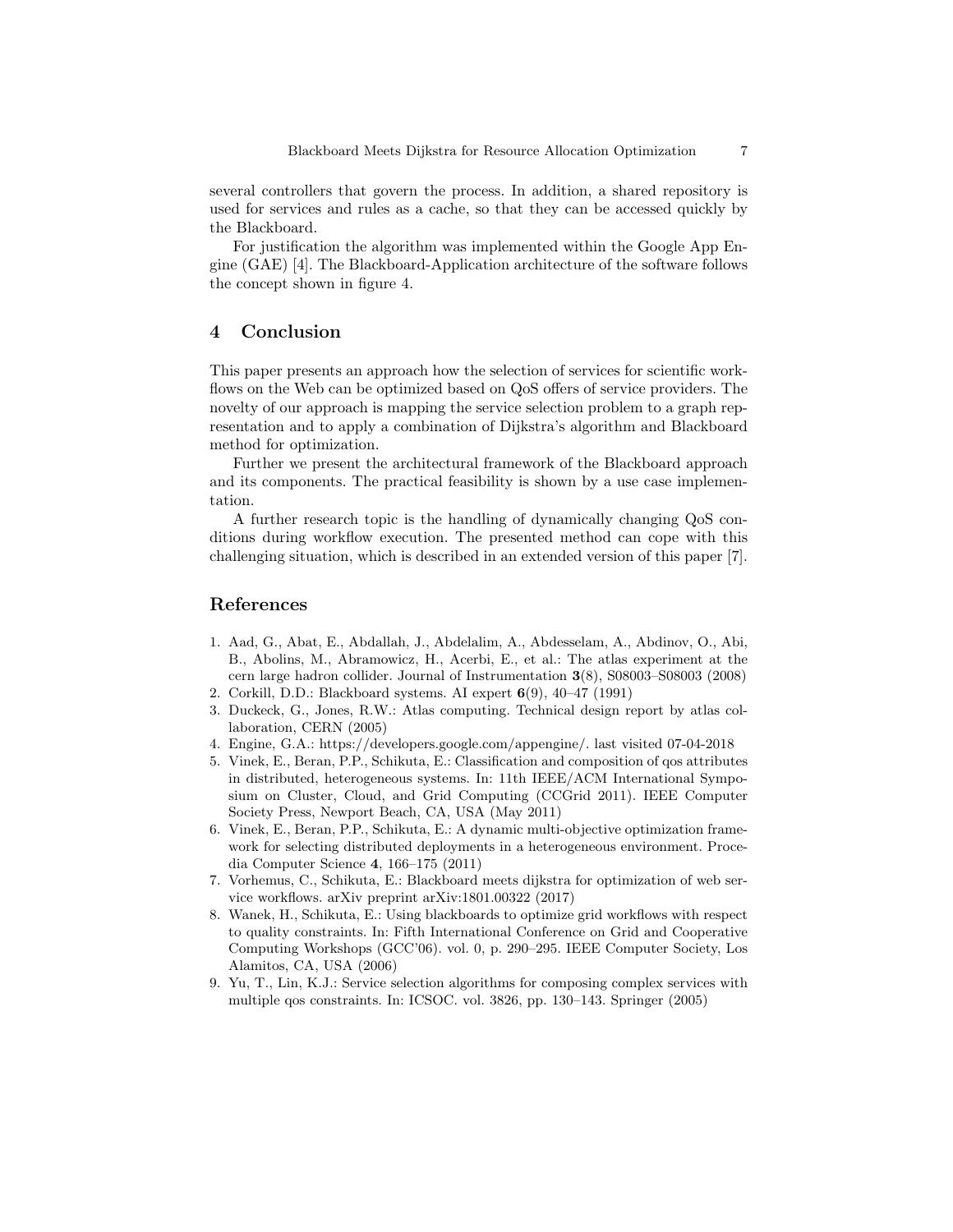several controllers that govern the process. In addition, a shared repository is used for services and rules as a cache, so that they can be accessed quickly by the Blackboard.

For justification the algorithm was implemented within the Google App Engine (GAE) [4]. The Blackboard-Application architecture of the software follows the concept shown in figure 4.

## 4 Conclusion

This paper presents an approach how the selection of services for scientific workflows on the Web can be optimized based on QoS offers of service providers. The novelty of our approach is mapping the service selection problem to a graph representation and to apply a combination of Dijkstra's algorithm and Blackboard method for optimization.

Further we present the architectural framework of the Blackboard approach and its components. The practical feasibility is shown by a use case implementation.

A further research topic is the handling of dynamically changing QoS conditions during workflow execution. The presented method can cope with this challenging situation, which is described in an extended version of this paper [7].

## References

1. Aad, G., Abat, E., Abdallah, J., Abdelalim, A., Abdesselam, A., Abdinov, O., Abi, B., Abolins, M., Abramowicz, H., Acerbi, E., et al.: The atlas experiment at the cern large hadron collider. Journal of Instrumentation **3**(8), S08003–S08003 (2008)
2. Corkill, D.D.: Blackboard systems. AI expert **6**(9), 40–47 (1991)
3. Duckeck, G., Jones, R.W.: Atlas computing. Technical design report by atlas collaboration, CERN (2005)
4. Engine, G.A.: https://developers.google.com/appengine/. last visited 07-04-2018
5. Vinek, E., Beran, P.P., Schikuta, E.: Classification and composition of qos attributes in distributed, heterogeneous systems. In: 11th IEEE/ACM International Symposium on Cluster, Cloud, and Grid Computing (CCGrid 2011). IEEE Computer Society Press, Newport Beach, CA, USA (May 2011)
6. Vinek, E., Beran, P.P., Schikuta, E.: A dynamic multi-objective optimization framework for selecting distributed deployments in a heterogeneous environment. Procedia Computer Science **4**, 166–175 (2011)
7. Vorhemus, C., Schikuta, E.: Blackboard meets dijkstra for optimization of web service workflows. arXiv preprint arXiv:1801.00322 (2017)
8. Wanek, H., Schikuta, E.: Using blackboards to optimize grid workflows with respect to quality constraints. In: Fifth International Conference on Grid and Cooperative Computing Workshops (GCC'06). vol. 0, p. 290–295. IEEE Computer Society, Los Alamitos, CA, USA (2006)
9. Yu, T., Lin, K.J.: Service selection algorithms for composing complex services with multiple qos constraints. In: ICSOC. vol. 3826, pp. 130–143. Springer (2005)